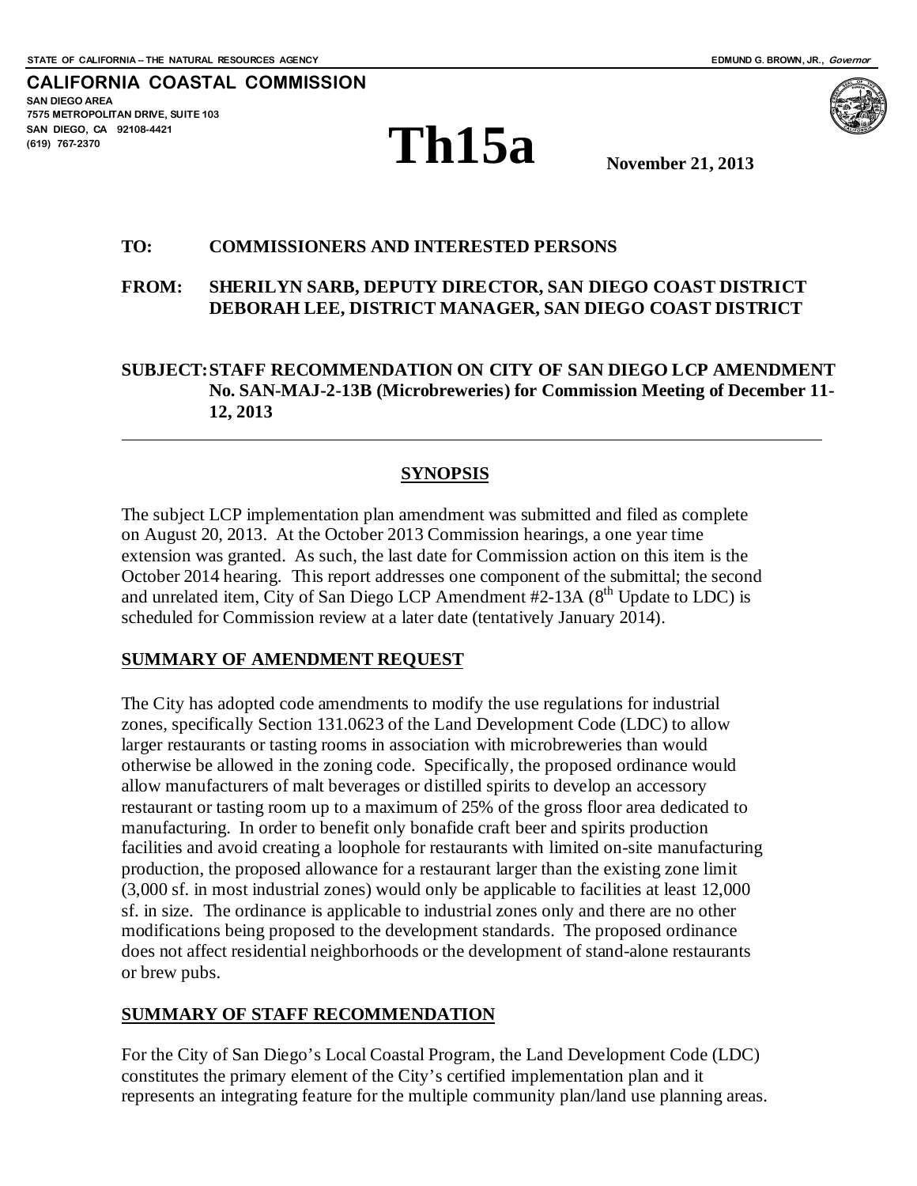STATE OF CALIFORNIA – THE NATURAL RESOURCES AGENCY EDMUND G. BROWN, JR., *Governor*

**CALIFORNIA COASTAL COMMISSION**
SAN DIEGO AREA
7575 METROPOLITAN DRIVE, SUITE 103
SAN DIEGO, CA 92108-4421
(619) 767-2370

# Th15a

**November 21, 2013**

**TO:** COMMISSIONERS AND INTERESTED PERSONS

**FROM:** SHERILYN SARB, DEPUTY DIRECTOR, SAN DIEGO COAST DISTRICT
DEBORAH LEE, DISTRICT MANAGER, SAN DIEGO COAST DISTRICT

**SUBJECT:** STAFF RECOMMENDATION ON CITY OF SAN DIEGO LCP AMENDMENT No. SAN-MAJ-2-13B (Microbreweries) for Commission Meeting of December 11-12, 2013

---

## SYNOPSIS

The subject LCP implementation plan amendment was submitted and filed as complete on August 20, 2013. At the October 2013 Commission hearings, a one year time extension was granted. As such, the last date for Commission action on this item is the October 2014 hearing. This report addresses one component of the submittal; the second and unrelated item, City of San Diego LCP Amendment #2-13A (8th Update to LDC) is scheduled for Commission review at a later date (tentatively January 2014).

## SUMMARY OF AMENDMENT REQUEST

The City has adopted code amendments to modify the use regulations for industrial zones, specifically Section 131.0623 of the Land Development Code (LDC) to allow larger restaurants or tasting rooms in association with microbreweries than would otherwise be allowed in the zoning code. Specifically, the proposed ordinance would allow manufacturers of malt beverages or distilled spirits to develop an accessory restaurant or tasting room up to a maximum of 25% of the gross floor area dedicated to manufacturing. In order to benefit only bonafide craft beer and spirits production facilities and avoid creating a loophole for restaurants with limited on-site manufacturing production, the proposed allowance for a restaurant larger than the existing zone limit (3,000 sf. in most industrial zones) would only be applicable to facilities at least 12,000 sf. in size. The ordinance is applicable to industrial zones only and there are no other modifications being proposed to the development standards. The proposed ordinance does not affect residential neighborhoods or the development of stand-alone restaurants or brew pubs.

## SUMMARY OF STAFF RECOMMENDATION

For the City of San Diego's Local Coastal Program, the Land Development Code (LDC) constitutes the primary element of the City's certified implementation plan and it represents an integrating feature for the multiple community plan/land use planning areas.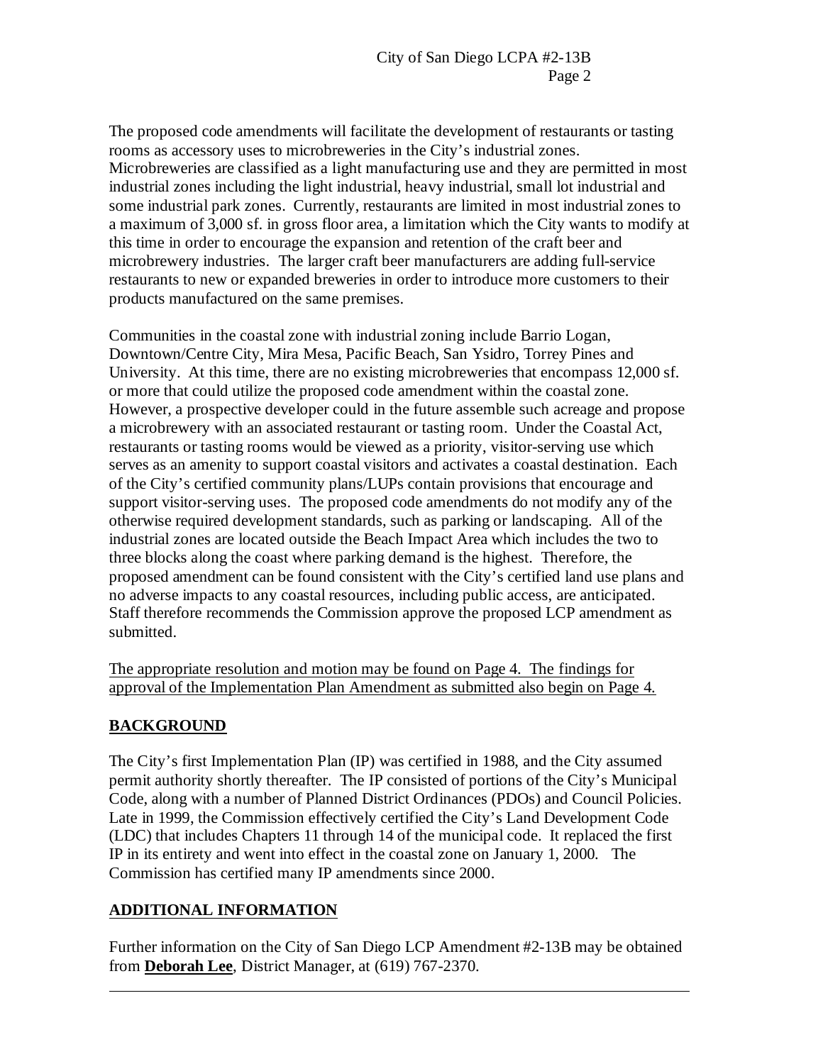The proposed code amendments will facilitate the development of restaurants or tasting rooms as accessory uses to microbreweries in the City's industrial zones. Microbreweries are classified as a light manufacturing use and they are permitted in most industrial zones including the light industrial, heavy industrial, small lot industrial and some industrial park zones. Currently, restaurants are limited in most industrial zones to a maximum of 3,000 sf. in gross floor area, a limitation which the City wants to modify at this time in order to encourage the expansion and retention of the craft beer and microbrewery industries. The larger craft beer manufacturers are adding full-service restaurants to new or expanded breweries in order to introduce more customers to their products manufactured on the same premises.

Communities in the coastal zone with industrial zoning include Barrio Logan, Downtown/Centre City, Mira Mesa, Pacific Beach, San Ysidro, Torrey Pines and University. At this time, there are no existing microbreweries that encompass 12,000 sf. or more that could utilize the proposed code amendment within the coastal zone. However, a prospective developer could in the future assemble such acreage and propose a microbrewery with an associated restaurant or tasting room. Under the Coastal Act, restaurants or tasting rooms would be viewed as a priority, visitor-serving use which serves as an amenity to support coastal visitors and activates a coastal destination. Each of the City's certified community plans/LUPs contain provisions that encourage and support visitor-serving uses. The proposed code amendments do not modify any of the otherwise required development standards, such as parking or landscaping. All of the industrial zones are located outside the Beach Impact Area which includes the two to three blocks along the coast where parking demand is the highest. Therefore, the proposed amendment can be found consistent with the City's certified land use plans and no adverse impacts to any coastal resources, including public access, are anticipated. Staff therefore recommends the Commission approve the proposed LCP amendment as submitted.

<u>The appropriate resolution and motion may be found on Page 4. The findings for approval of the Implementation Plan Amendment as submitted also begin on Page 4.</u>

## BACKGROUND

The City's first Implementation Plan (IP) was certified in 1988, and the City assumed permit authority shortly thereafter. The IP consisted of portions of the City's Municipal Code, along with a number of Planned District Ordinances (PDOs) and Council Policies. Late in 1999, the Commission effectively certified the City's Land Development Code (LDC) that includes Chapters 11 through 14 of the municipal code. It replaced the first IP in its entirety and went into effect in the coastal zone on January 1, 2000. The Commission has certified many IP amendments since 2000.

## ADDITIONAL INFORMATION

Further information on the City of San Diego LCP Amendment #2-13B may be obtained from **Deborah Lee**, District Manager, at (619) 767-2370.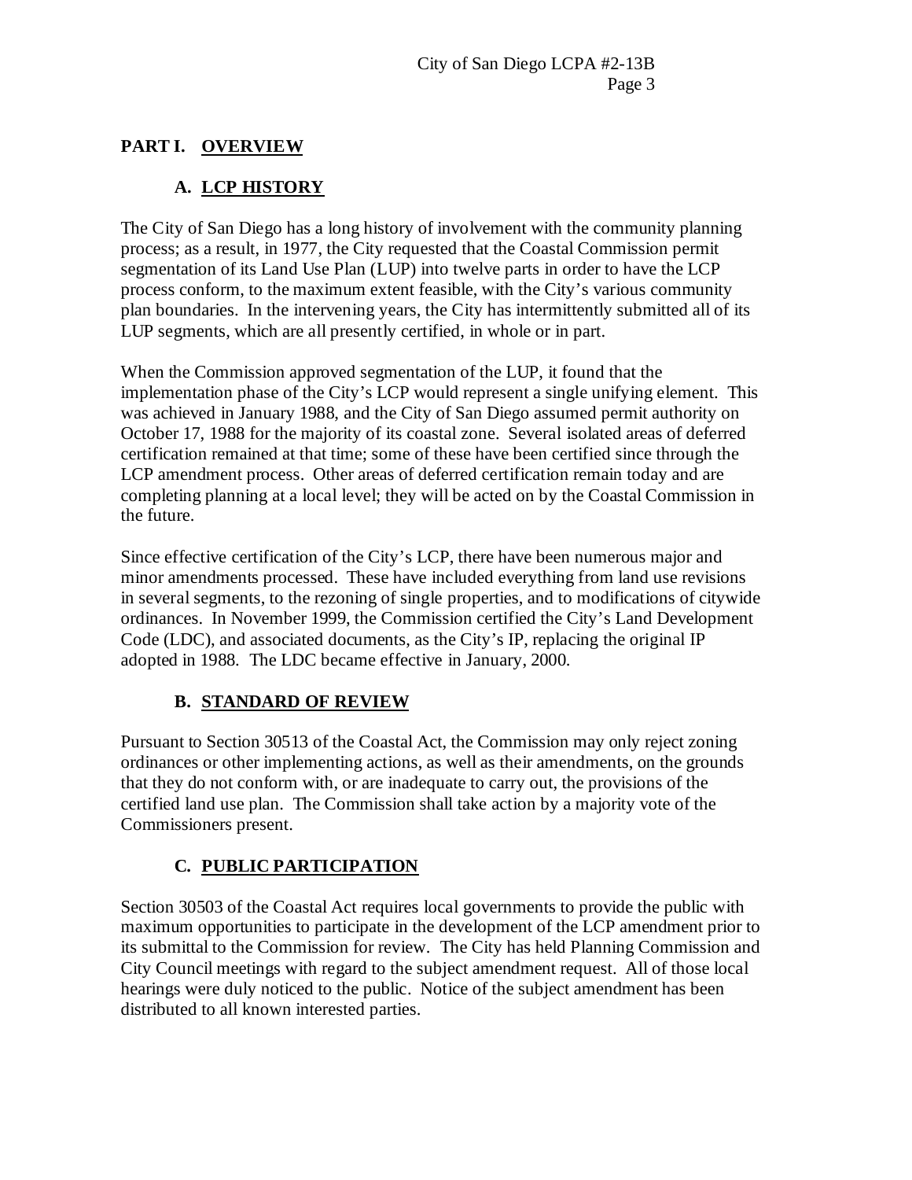## PART I. OVERVIEW

### A. LCP HISTORY

The City of San Diego has a long history of involvement with the community planning process; as a result, in 1977, the City requested that the Coastal Commission permit segmentation of its Land Use Plan (LUP) into twelve parts in order to have the LCP process conform, to the maximum extent feasible, with the City's various community plan boundaries. In the intervening years, the City has intermittently submitted all of its LUP segments, which are all presently certified, in whole or in part.

When the Commission approved segmentation of the LUP, it found that the implementation phase of the City's LCP would represent a single unifying element. This was achieved in January 1988, and the City of San Diego assumed permit authority on October 17, 1988 for the majority of its coastal zone. Several isolated areas of deferred certification remained at that time; some of these have been certified since through the LCP amendment process. Other areas of deferred certification remain today and are completing planning at a local level; they will be acted on by the Coastal Commission in the future.

Since effective certification of the City's LCP, there have been numerous major and minor amendments processed. These have included everything from land use revisions in several segments, to the rezoning of single properties, and to modifications of citywide ordinances. In November 1999, the Commission certified the City's Land Development Code (LDC), and associated documents, as the City's IP, replacing the original IP adopted in 1988. The LDC became effective in January, 2000.

### B. STANDARD OF REVIEW

Pursuant to Section 30513 of the Coastal Act, the Commission may only reject zoning ordinances or other implementing actions, as well as their amendments, on the grounds that they do not conform with, or are inadequate to carry out, the provisions of the certified land use plan. The Commission shall take action by a majority vote of the Commissioners present.

### C. PUBLIC PARTICIPATION

Section 30503 of the Coastal Act requires local governments to provide the public with maximum opportunities to participate in the development of the LCP amendment prior to its submittal to the Commission for review. The City has held Planning Commission and City Council meetings with regard to the subject amendment request. All of those local hearings were duly noticed to the public. Notice of the subject amendment has been distributed to all known interested parties.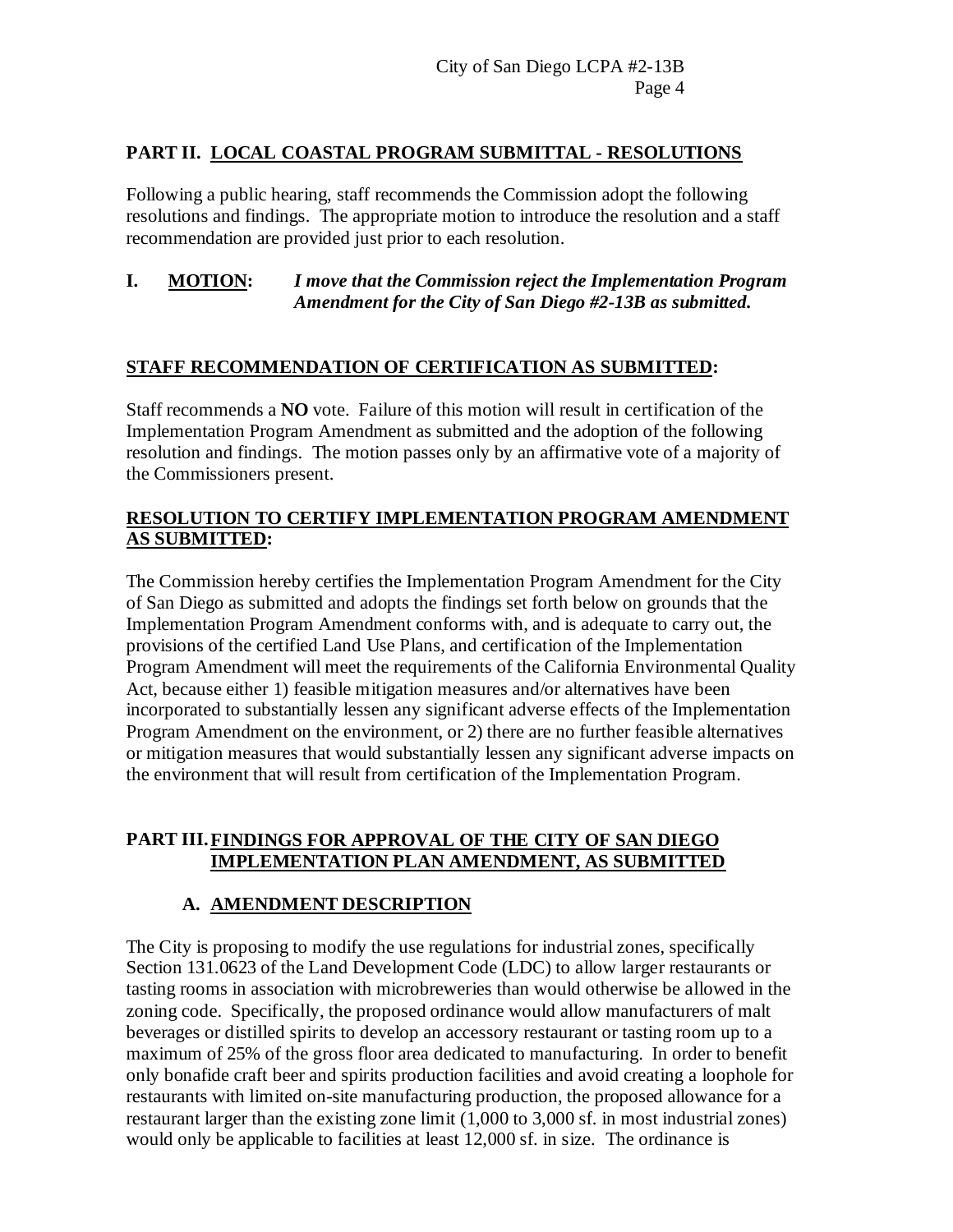## PART II. LOCAL COASTAL PROGRAM SUBMITTAL - RESOLUTIONS

Following a public hearing, staff recommends the Commission adopt the following resolutions and findings. The appropriate motion to introduce the resolution and a staff recommendation are provided just prior to each resolution.

**I. MOTION:** ***I move that the Commission reject the Implementation Program Amendment for the City of San Diego #2-13B as submitted.***

**STAFF RECOMMENDATION OF CERTIFICATION AS SUBMITTED:**

Staff recommends a **NO** vote. Failure of this motion will result in certification of the Implementation Program Amendment as submitted and the adoption of the following resolution and findings. The motion passes only by an affirmative vote of a majority of the Commissioners present.

**RESOLUTION TO CERTIFY IMPLEMENTATION PROGRAM AMENDMENT AS SUBMITTED:**

The Commission hereby certifies the Implementation Program Amendment for the City of San Diego as submitted and adopts the findings set forth below on grounds that the Implementation Program Amendment conforms with, and is adequate to carry out, the provisions of the certified Land Use Plans, and certification of the Implementation Program Amendment will meet the requirements of the California Environmental Quality Act, because either 1) feasible mitigation measures and/or alternatives have been incorporated to substantially lessen any significant adverse effects of the Implementation Program Amendment on the environment, or 2) there are no further feasible alternatives or mitigation measures that would substantially lessen any significant adverse impacts on the environment that will result from certification of the Implementation Program.

## PART III. FINDINGS FOR APPROVAL OF THE CITY OF SAN DIEGO IMPLEMENTATION PLAN AMENDMENT, AS SUBMITTED

### A. AMENDMENT DESCRIPTION

The City is proposing to modify the use regulations for industrial zones, specifically Section 131.0623 of the Land Development Code (LDC) to allow larger restaurants or tasting rooms in association with microbreweries than would otherwise be allowed in the zoning code. Specifically, the proposed ordinance would allow manufacturers of malt beverages or distilled spirits to develop an accessory restaurant or tasting room up to a maximum of 25% of the gross floor area dedicated to manufacturing. In order to benefit only bonafide craft beer and spirits production facilities and avoid creating a loophole for restaurants with limited on-site manufacturing production, the proposed allowance for a restaurant larger than the existing zone limit (1,000 to 3,000 sf. in most industrial zones) would only be applicable to facilities at least 12,000 sf. in size. The ordinance is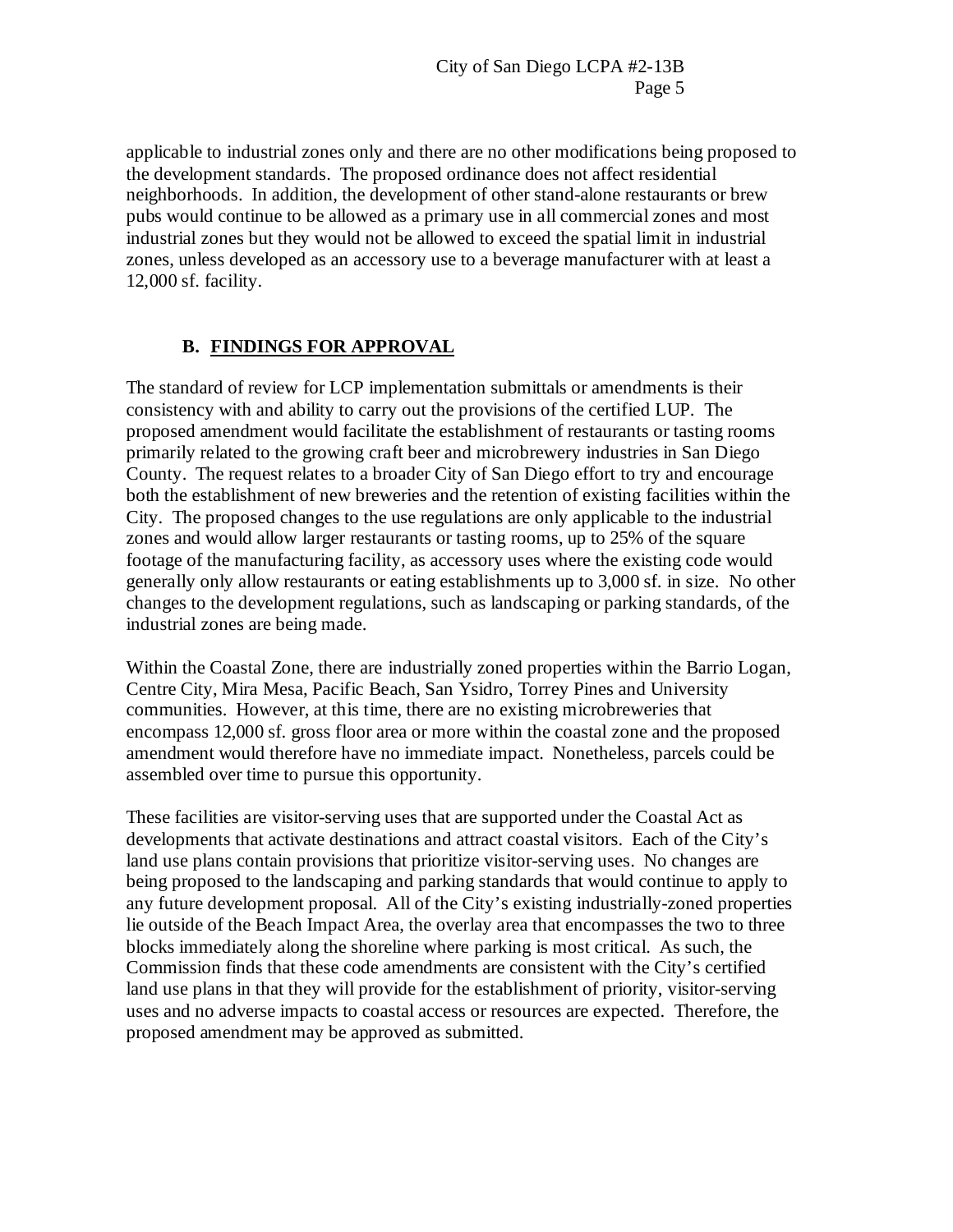applicable to industrial zones only and there are no other modifications being proposed to the development standards. The proposed ordinance does not affect residential neighborhoods. In addition, the development of other stand-alone restaurants or brew pubs would continue to be allowed as a primary use in all commercial zones and most industrial zones but they would not be allowed to exceed the spatial limit in industrial zones, unless developed as an accessory use to a beverage manufacturer with at least a 12,000 sf. facility.

## B. FINDINGS FOR APPROVAL

The standard of review for LCP implementation submittals or amendments is their consistency with and ability to carry out the provisions of the certified LUP. The proposed amendment would facilitate the establishment of restaurants or tasting rooms primarily related to the growing craft beer and microbrewery industries in San Diego County. The request relates to a broader City of San Diego effort to try and encourage both the establishment of new breweries and the retention of existing facilities within the City. The proposed changes to the use regulations are only applicable to the industrial zones and would allow larger restaurants or tasting rooms, up to 25% of the square footage of the manufacturing facility, as accessory uses where the existing code would generally only allow restaurants or eating establishments up to 3,000 sf. in size. No other changes to the development regulations, such as landscaping or parking standards, of the industrial zones are being made.

Within the Coastal Zone, there are industrially zoned properties within the Barrio Logan, Centre City, Mira Mesa, Pacific Beach, San Ysidro, Torrey Pines and University communities. However, at this time, there are no existing microbreweries that encompass 12,000 sf. gross floor area or more within the coastal zone and the proposed amendment would therefore have no immediate impact. Nonetheless, parcels could be assembled over time to pursue this opportunity.

These facilities are visitor-serving uses that are supported under the Coastal Act as developments that activate destinations and attract coastal visitors. Each of the City's land use plans contain provisions that prioritize visitor-serving uses. No changes are being proposed to the landscaping and parking standards that would continue to apply to any future development proposal. All of the City's existing industrially-zoned properties lie outside of the Beach Impact Area, the overlay area that encompasses the two to three blocks immediately along the shoreline where parking is most critical. As such, the Commission finds that these code amendments are consistent with the City's certified land use plans in that they will provide for the establishment of priority, visitor-serving uses and no adverse impacts to coastal access or resources are expected. Therefore, the proposed amendment may be approved as submitted.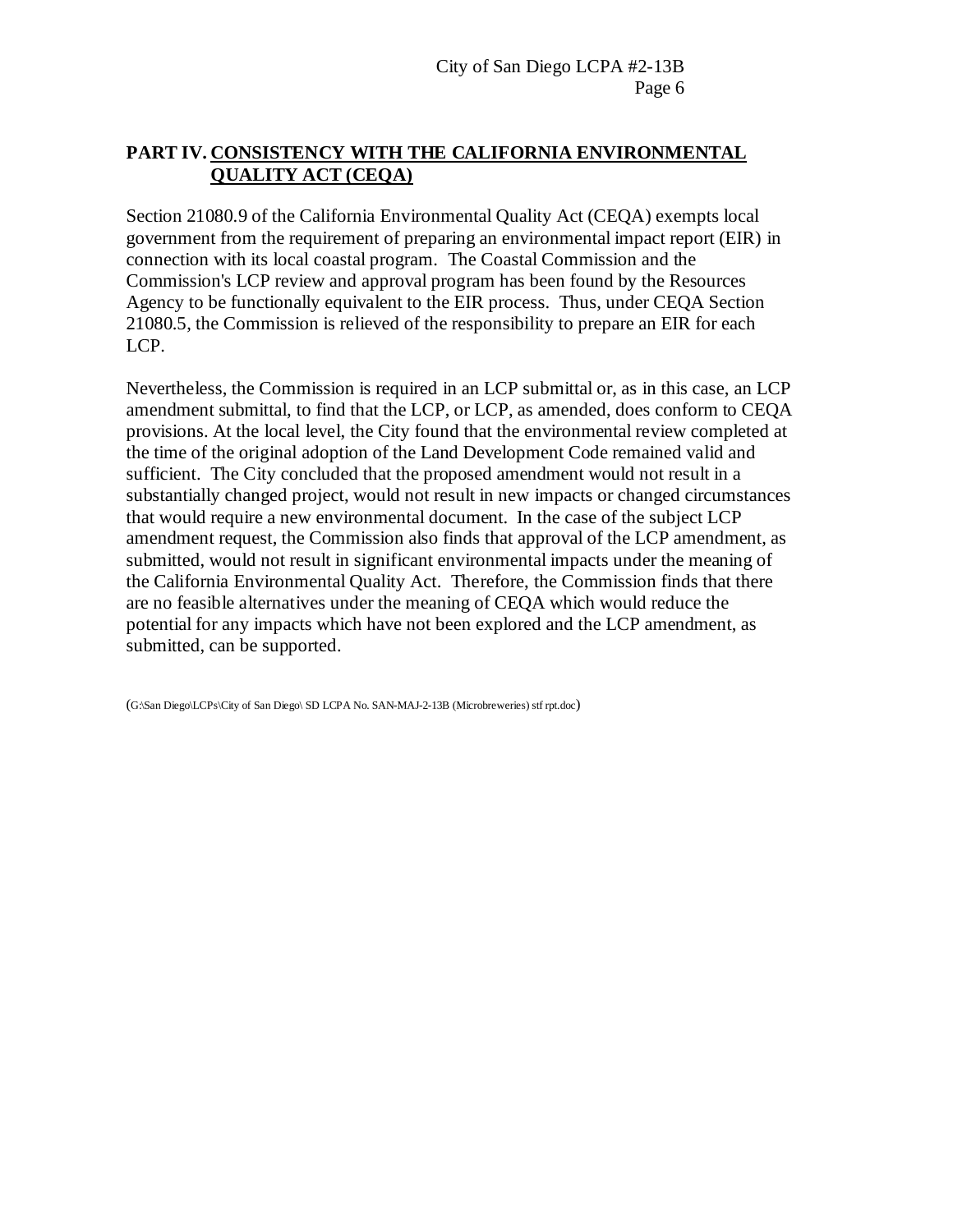## PART IV. CONSISTENCY WITH THE CALIFORNIA ENVIRONMENTAL QUALITY ACT (CEQA)

Section 21080.9 of the California Environmental Quality Act (CEQA) exempts local government from the requirement of preparing an environmental impact report (EIR) in connection with its local coastal program. The Coastal Commission and the Commission's LCP review and approval program has been found by the Resources Agency to be functionally equivalent to the EIR process. Thus, under CEQA Section 21080.5, the Commission is relieved of the responsibility to prepare an EIR for each LCP.

Nevertheless, the Commission is required in an LCP submittal or, as in this case, an LCP amendment submittal, to find that the LCP, or LCP, as amended, does conform to CEQA provisions. At the local level, the City found that the environmental review completed at the time of the original adoption of the Land Development Code remained valid and sufficient. The City concluded that the proposed amendment would not result in a substantially changed project, would not result in new impacts or changed circumstances that would require a new environmental document. In the case of the subject LCP amendment request, the Commission also finds that approval of the LCP amendment, as submitted, would not result in significant environmental impacts under the meaning of the California Environmental Quality Act. Therefore, the Commission finds that there are no feasible alternatives under the meaning of CEQA which would reduce the potential for any impacts which have not been explored and the LCP amendment, as submitted, can be supported.

(G:\San Diego\LCPs\City of San Diego\ SD LCPA No. SAN-MAJ-2-13B (Microbreweries) stf rpt.doc)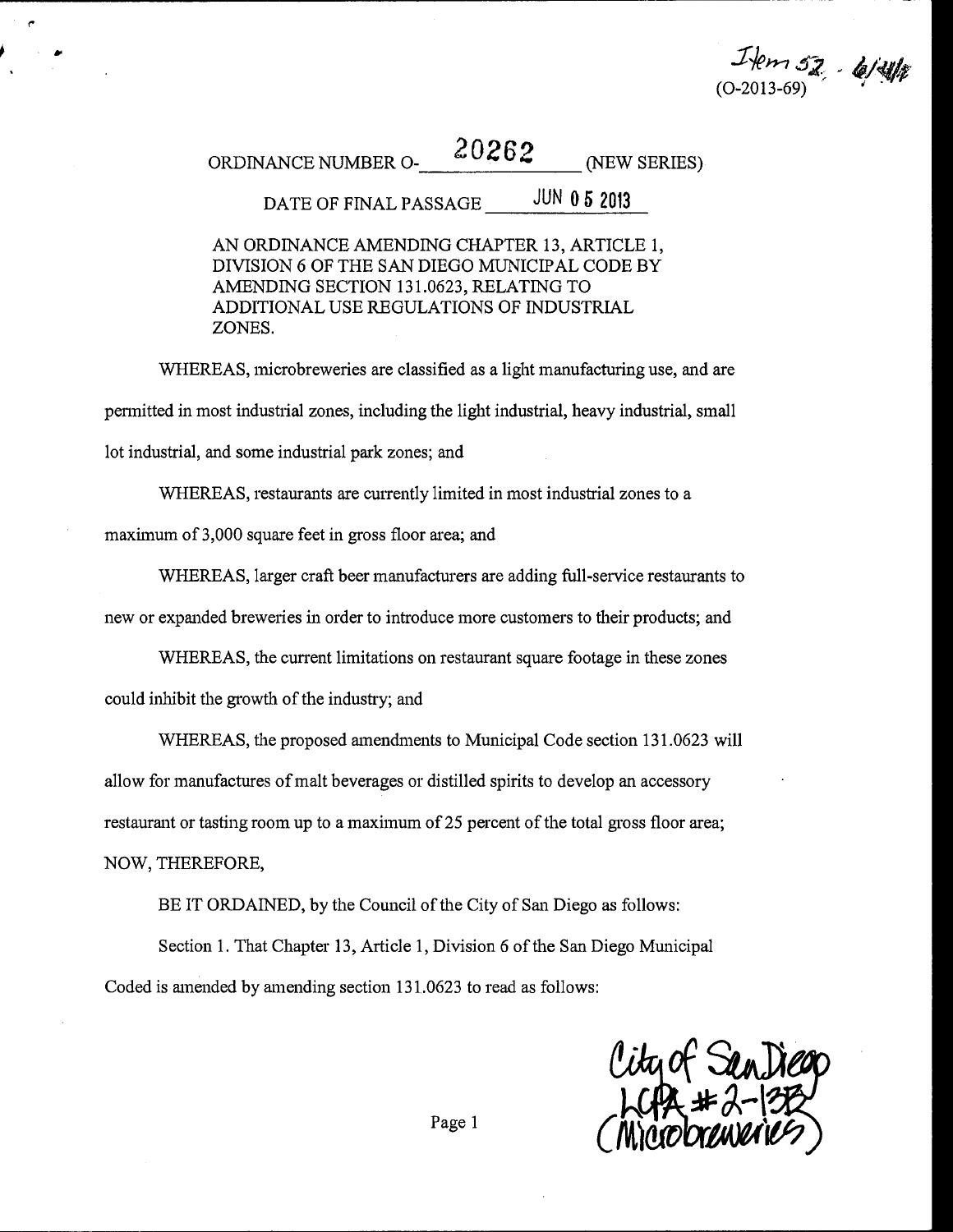Item 52 - 6/4/13
(O-2013-69)

ORDINANCE NUMBER O-\_\_\_\_20262\_\_\_\_ (NEW SERIES)

DATE OF FINAL PASSAGE \_\_\_JUN 05 2013\_\_\_

AN ORDINANCE AMENDING CHAPTER 13, ARTICLE 1, DIVISION 6 OF THE SAN DIEGO MUNICIPAL CODE BY AMENDING SECTION 131.0623, RELATING TO ADDITIONAL USE REGULATIONS OF INDUSTRIAL ZONES.

WHEREAS, microbreweries are classified as a light manufacturing use, and are permitted in most industrial zones, including the light industrial, heavy industrial, small lot industrial, and some industrial park zones; and

WHEREAS, restaurants are currently limited in most industrial zones to a maximum of 3,000 square feet in gross floor area; and

WHEREAS, larger craft beer manufacturers are adding full-service restaurants to new or expanded breweries in order to introduce more customers to their products; and

WHEREAS, the current limitations on restaurant square footage in these zones could inhibit the growth of the industry; and

WHEREAS, the proposed amendments to Municipal Code section 131.0623 will allow for manufactures of malt beverages or distilled spirits to develop an accessory restaurant or tasting room up to a maximum of 25 percent of the total gross floor area; NOW, THEREFORE,

BE IT ORDAINED, by the Council of the City of San Diego as follows:

Section 1. That Chapter 13, Article 1, Division 6 of the San Diego Municipal Coded is amended by amending section 131.0623 to read as follows:

City of San Diego
LCPA #2-13B
(Microbreweries)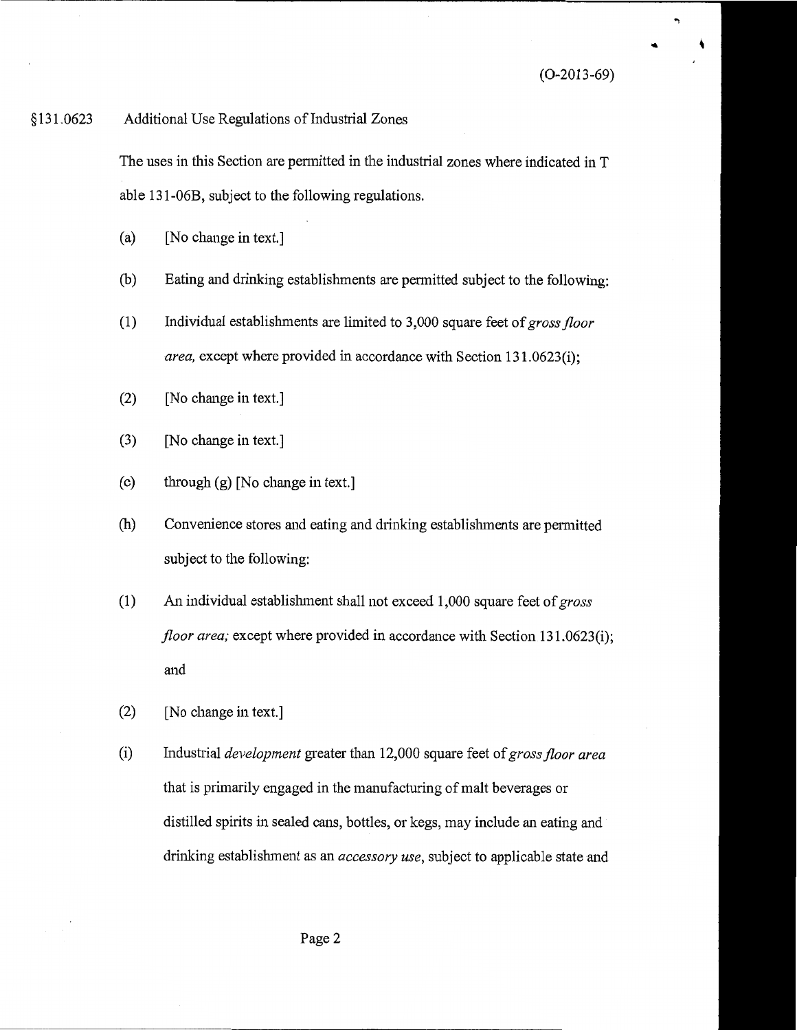(O-2013-69)

§131.0623 Additional Use Regulations of Industrial Zones

The uses in this Section are permitted in the industrial zones where indicated in T able 131-06B, subject to the following regulations.

(a) [No change in text.]

(b) Eating and drinking establishments are permitted subject to the following:

(1) Individual establishments are limited to 3,000 square feet of *gross floor area,* except where provided in accordance with Section 131.0623(i);

(2) [No change in text.]

(3) [No change in text.]

(c) through (g) [No change in text.]

(h) Convenience stores and eating and drinking establishments are permitted subject to the following:

(1) An individual establishment shall not exceed 1,000 square feet of *gross floor area;* except where provided in accordance with Section 131.0623(i); and

(2) [No change in text.]

(i) Industrial *development* greater than 12,000 square feet of *gross floor area* that is primarily engaged in the manufacturing of malt beverages or distilled spirits in sealed cans, bottles, or kegs, may include an eating and drinking establishment as an *accessory use*, subject to applicable state and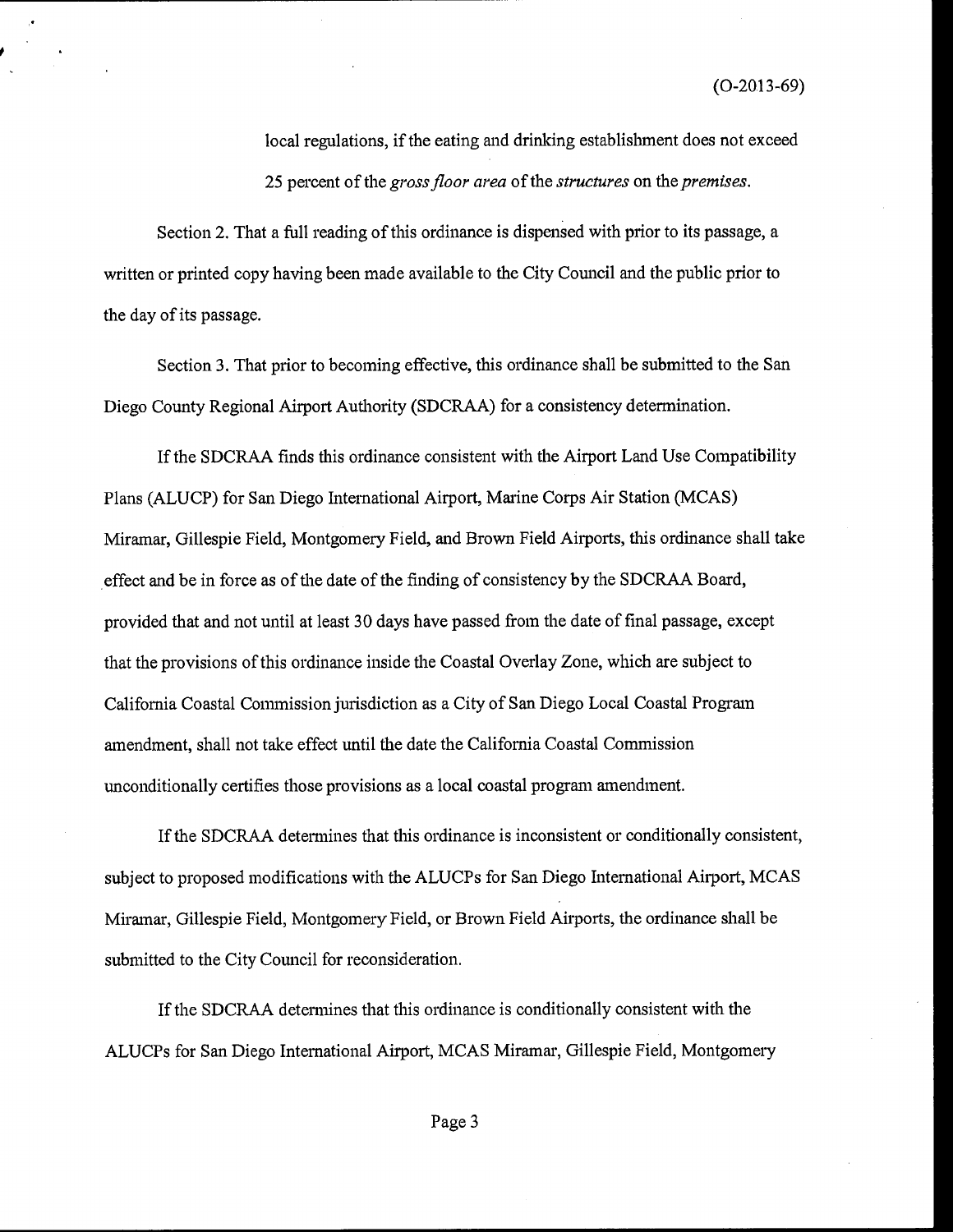local regulations, if the eating and drinking establishment does not exceed 25 percent of the *gross floor area* of the *structures* on the *premises*.

Section 2. That a full reading of this ordinance is dispensed with prior to its passage, a written or printed copy having been made available to the City Council and the public prior to the day of its passage.

Section 3. That prior to becoming effective, this ordinance shall be submitted to the San Diego County Regional Airport Authority (SDCRAA) for a consistency determination.

If the SDCRAA finds this ordinance consistent with the Airport Land Use Compatibility Plans (ALUCP) for San Diego International Airport, Marine Corps Air Station (MCAS) Miramar, Gillespie Field, Montgomery Field, and Brown Field Airports, this ordinance shall take effect and be in force as of the date of the finding of consistency by the SDCRAA Board, provided that and not until at least 30 days have passed from the date of final passage, except that the provisions of this ordinance inside the Coastal Overlay Zone, which are subject to California Coastal Commission jurisdiction as a City of San Diego Local Coastal Program amendment, shall not take effect until the date the California Coastal Commission unconditionally certifies those provisions as a local coastal program amendment.

If the SDCRAA determines that this ordinance is inconsistent or conditionally consistent, subject to proposed modifications with the ALUCPs for San Diego International Airport, MCAS Miramar, Gillespie Field, Montgomery Field, or Brown Field Airports, the ordinance shall be submitted to the City Council for reconsideration.

If the SDCRAA determines that this ordinance is conditionally consistent with the ALUCPs for San Diego International Airport, MCAS Miramar, Gillespie Field, Montgomery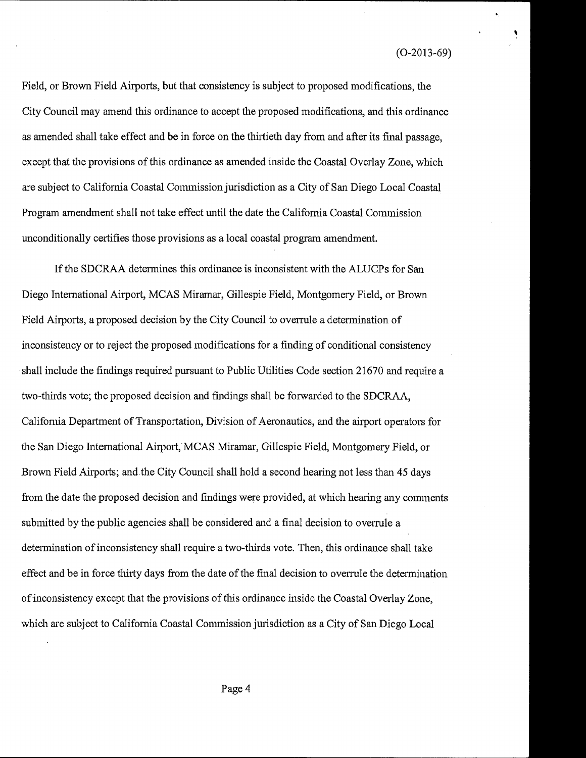Field, or Brown Field Airports, but that consistency is subject to proposed modifications, the City Council may amend this ordinance to accept the proposed modifications, and this ordinance as amended shall take effect and be in force on the thirtieth day from and after its final passage, except that the provisions of this ordinance as amended inside the Coastal Overlay Zone, which are subject to California Coastal Commission jurisdiction as a City of San Diego Local Coastal Program amendment shall not take effect until the date the California Coastal Commission unconditionally certifies those provisions as a local coastal program amendment.

If the SDCRAA determines this ordinance is inconsistent with the ALUCPs for San Diego International Airport, MCAS Miramar, Gillespie Field, Montgomery Field, or Brown Field Airports, a proposed decision by the City Council to overrule a determination of inconsistency or to reject the proposed modifications for a finding of conditional consistency shall include the findings required pursuant to Public Utilities Code section 21670 and require a two-thirds vote; the proposed decision and findings shall be forwarded to the SDCRAA, California Department of Transportation, Division of Aeronautics, and the airport operators for the San Diego International Airport, MCAS Miramar, Gillespie Field, Montgomery Field, or Brown Field Airports; and the City Council shall hold a second hearing not less than 45 days from the date the proposed decision and findings were provided, at which hearing any comments submitted by the public agencies shall be considered and a final decision to overrule a determination of inconsistency shall require a two-thirds vote. Then, this ordinance shall take effect and be in force thirty days from the date of the final decision to overrule the determination of inconsistency except that the provisions of this ordinance inside the Coastal Overlay Zone, which are subject to California Coastal Commission jurisdiction as a City of San Diego Local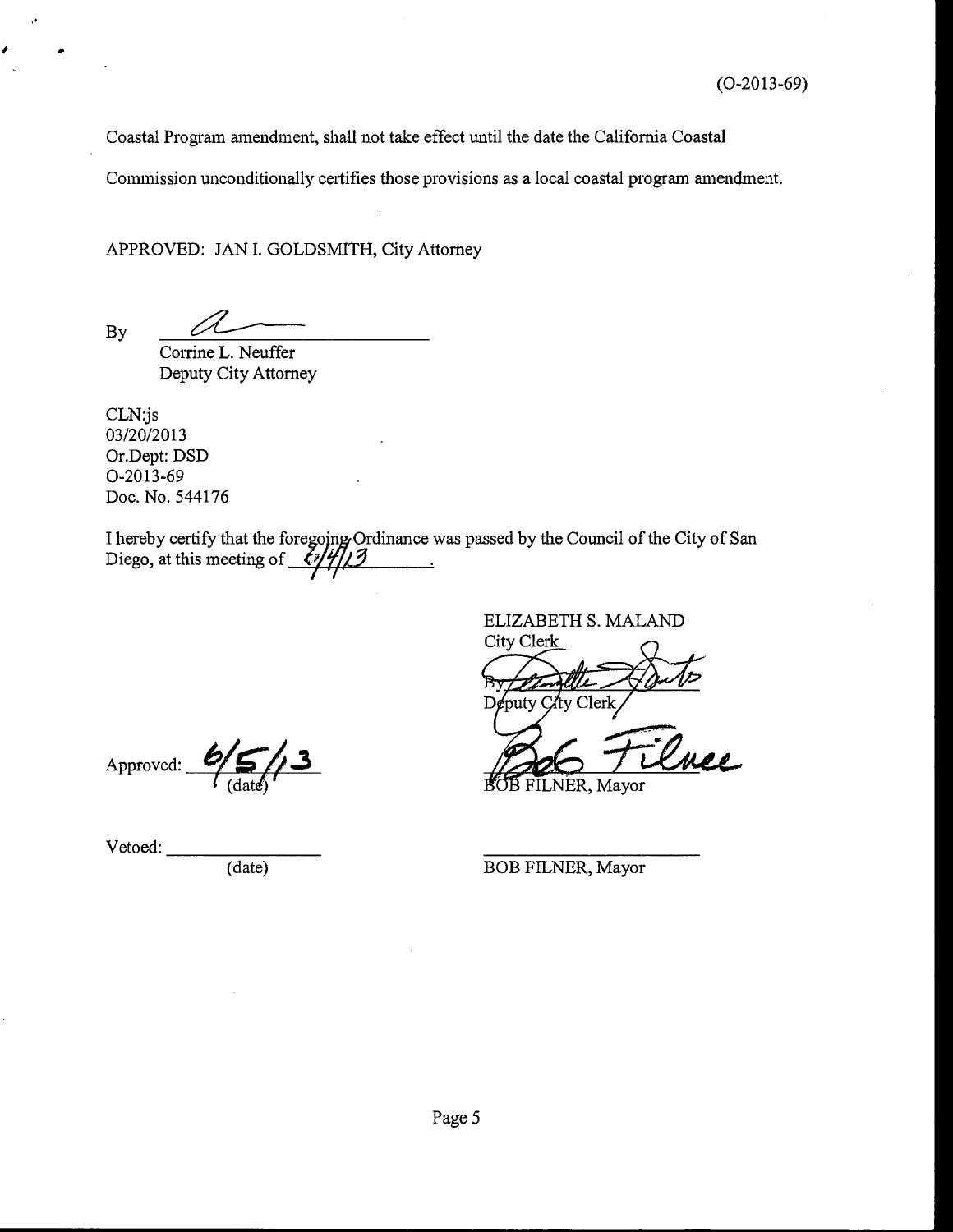(O-2013-69)

Coastal Program amendment, shall not take effect until the date the California Coastal Commission unconditionally certifies those provisions as a local coastal program amendment.

APPROVED: JAN I. GOLDSMITH, City Attorney

By ______________________________
Corrine L. Neuffer
Deputy City Attorney

CLN:js
03/20/2013
Or.Dept: DSD
O-2013-69
Doc. No. 544176

I hereby certify that the foregoing Ordinance was passed by the Council of the City of San Diego, at this meeting of 6/4/13.

ELIZABETH S. MALAND
City Clerk

By ______________________________
Deputy City Clerk

Approved: 6/5/13
(date)

______________________________
BOB FILNER, Mayor

Vetoed: ______________
(date)

______________________________
BOB FILNER, Mayor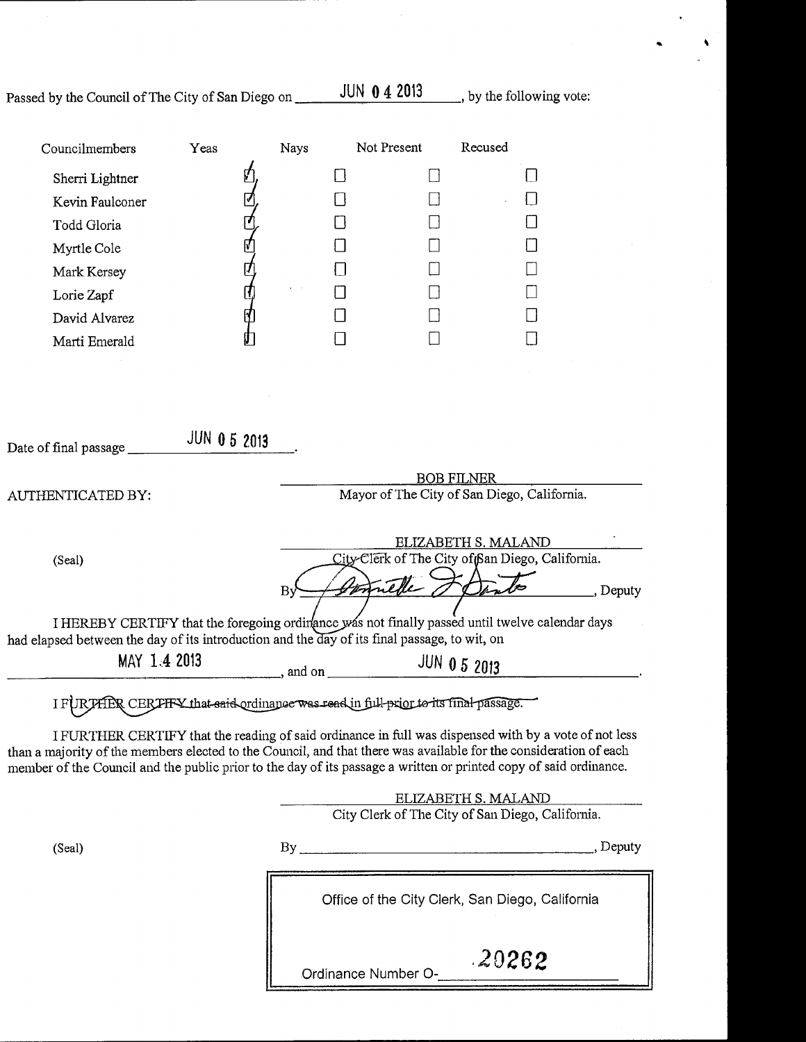Passed by the Council of The City of San Diego on JUN 04 2013, by the following vote:

| Councilmembers | Yeas | Nays | Not Present | Recused |
|---|---|---|---|---|
| Sherri Lightner | ☑ | ☐ | ☐ | ☐ |
| Kevin Faulconer | ☑ | ☐ | ☐ | ☐ |
| Todd Gloria | ☑ | ☐ | ☐ | ☐ |
| Myrtle Cole | ☑ | ☐ | ☐ | ☐ |
| Mark Kersey | ☑ | ☐ | ☐ | ☐ |
| Lorie Zapf | ☑ | ☐ | ☐ | ☐ |
| David Alvarez | ☑ | ☐ | ☐ | ☐ |
| Marti Emerald | ☑ | ☐ | ☐ | ☐ |

Date of final passage JUN 05 2013.

AUTHENTICATED BY:

BOB FILNER
Mayor of The City of San Diego, California.

(Seal)

ELIZABETH S. MALAND
City Clerk of The City of San Diego, California.

By [signature], Deputy

I HEREBY CERTIFY that the foregoing ordinance was not finally passed until twelve calendar days had elapsed between the day of its introduction and the day of its final passage, to wit, on

MAY 14 2013, and on JUN 05 2013.

~~I FURTHER CERTIFY that said ordinance was read in full prior to its final passage.~~

I FURTHER CERTIFY that the reading of said ordinance in full was dispensed with by a vote of not less than a majority of the members elected to the Council, and that there was available for the consideration of each member of the Council and the public prior to the day of its passage a written or printed copy of said ordinance.

ELIZABETH S. MALAND
City Clerk of The City of San Diego, California.

(Seal)

By ______________________, Deputy

Office of the City Clerk, San Diego, California

Ordinance Number O- 20262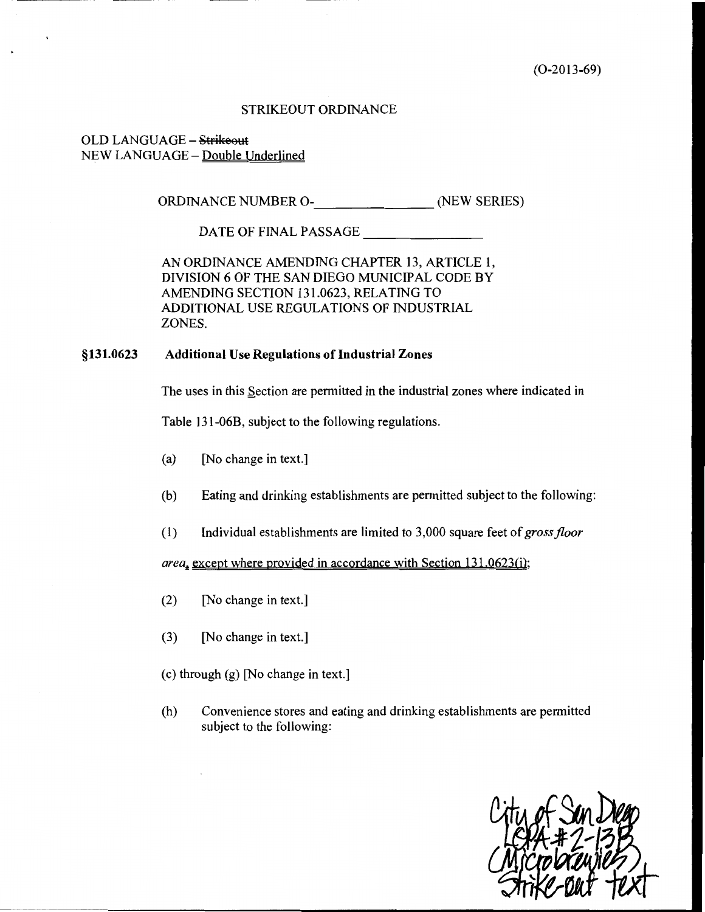(O-2013-69)

STRIKEOUT ORDINANCE

OLD LANGUAGE – ~~Strikeout~~
NEW LANGUAGE – Double Underlined

ORDINANCE NUMBER O-_______________ (NEW SERIES)

DATE OF FINAL PASSAGE _______________

AN ORDINANCE AMENDING CHAPTER 13, ARTICLE 1, DIVISION 6 OF THE SAN DIEGO MUNICIPAL CODE BY AMENDING SECTION 131.0623, RELATING TO ADDITIONAL USE REGULATIONS OF INDUSTRIAL ZONES.

**§131.0623 Additional Use Regulations of Industrial Zones**

The uses in this Section are permitted in the industrial zones where indicated in Table 131-06B, subject to the following regulations.

(a) [No change in text.]

(b) Eating and drinking establishments are permitted subject to the following:

(1) Individual establishments are limited to 3,000 square feet of *gross floor area*, except where provided in accordance with Section 131.0623(i);

(2) [No change in text.]

(3) [No change in text.]

(c) through (g) [No change in text.]

(h) Convenience stores and eating and drinking establishments are permitted subject to the following:

City of San Diego
LCPA #2-13B
(Microbreweries)
Strike-out text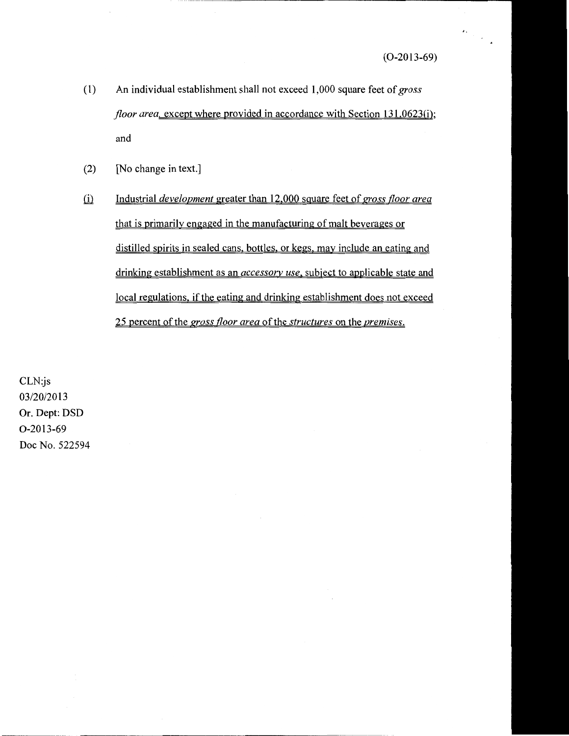(O-2013-69)

(1) An individual establishment shall not exceed 1,000 square feet of *gross floor area*, except where provided in accordance with Section 131.0623(i); and

(2) [No change in text.]

(i) Industrial *development* greater than 12,000 square feet of *gross floor area* that is primarily engaged in the manufacturing of malt beverages or distilled spirits in sealed cans, bottles, or kegs, may include an eating and drinking establishment as an *accessory use*, subject to applicable state and local regulations, if the eating and drinking establishment does not exceed 25 percent of the *gross floor area* of the *structures* on the *premises*.

CLN:js
03/20/2013
Or. Dept: DSD
O-2013-69
Doc No. 522594